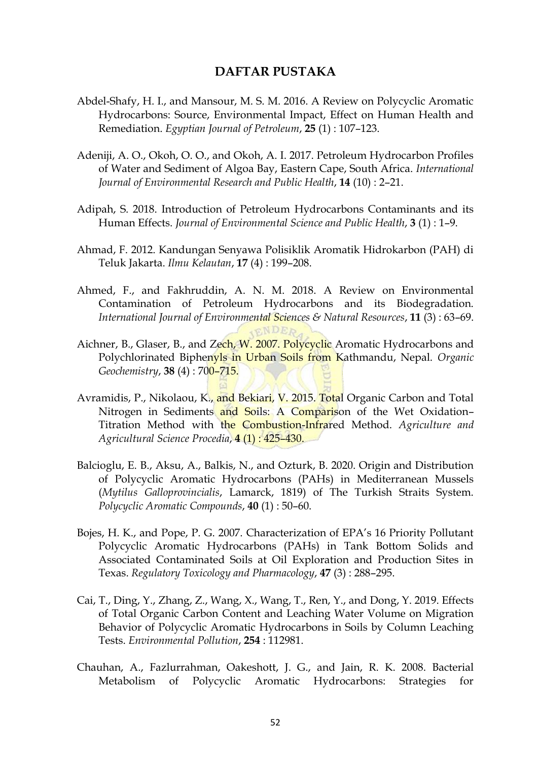# DAFTAR PUSTAKA

Abdel-Shafy, H. I., and Mansour, M. S. M. 2016. A Review on Polycyclic Aromatic Hydrocarbons: Source, Environmental Impact, Effect on Human Health and Remediation. *Egyptian Journal of Petroleum*, **25** (1) : 107–123.

Adeniji, A. O., Okoh, O. O., and Okoh, A. I. 2017. Petroleum Hydrocarbon Profiles of Water and Sediment of Algoa Bay, Eastern Cape, South Africa. *International Journal of Environmental Research and Public Health*, **14** (10) : 2–21.

Adipah, S. 2018. Introduction of Petroleum Hydrocarbons Contaminants and its Human Effects. *Journal of Environmental Science and Public Health*, **3** (1) : 1–9.

Ahmad, F. 2012. Kandungan Senyawa Polisiklik Aromatik Hidrokarbon (PAH) di Teluk Jakarta. *Ilmu Kelautan*, **17** (4) : 199–208.

Ahmed, F., and Fakhruddin, A. N. M. 2018. A Review on Environmental Contamination of Petroleum Hydrocarbons and its Biodegradation. *International Journal of Environmental Sciences & Natural Resources*, **11** (3) : 63–69.

Aichner, B., Glaser, B., and Zech, W. 2007. Polycyclic Aromatic Hydrocarbons and Polychlorinated Biphenyls in Urban Soils from Kathmandu, Nepal. *Organic Geochemistry*, **38** (4) : 700–715.

Avramidis, P., Nikolaou, K., and Bekiari, V. 2015. Total Organic Carbon and Total Nitrogen in Sediments and Soils: A Comparison of the Wet Oxidation–Titration Method with the Combustion-Infrared Method. *Agriculture and Agricultural Science Procedia*, **4** (1) : 425–430.

Balcioglu, E. B., Aksu, A., Balkis, N., and Ozturk, B. 2020. Origin and Distribution of Polycyclic Aromatic Hydrocarbons (PAHs) in Mediterranean Mussels (*Mytilus Galloprovincialis*, Lamarck, 1819) of The Turkish Straits System. *Polycyclic Aromatic Compounds*, **40** (1) : 50–60.

Bojes, H. K., and Pope, P. G. 2007. Characterization of EPA's 16 Priority Pollutant Polycyclic Aromatic Hydrocarbons (PAHs) in Tank Bottom Solids and Associated Contaminated Soils at Oil Exploration and Production Sites in Texas. *Regulatory Toxicology and Pharmacology*, **47** (3) : 288–295.

Cai, T., Ding, Y., Zhang, Z., Wang, X., Wang, T., Ren, Y., and Dong, Y. 2019. Effects of Total Organic Carbon Content and Leaching Water Volume on Migration Behavior of Polycyclic Aromatic Hydrocarbons in Soils by Column Leaching Tests. *Environmental Pollution*, **254** : 112981.

Chauhan, A., Fazlurrahman, Oakeshott, J. G., and Jain, R. K. 2008. Bacterial Metabolism of Polycyclic Aromatic Hydrocarbons: Strategies for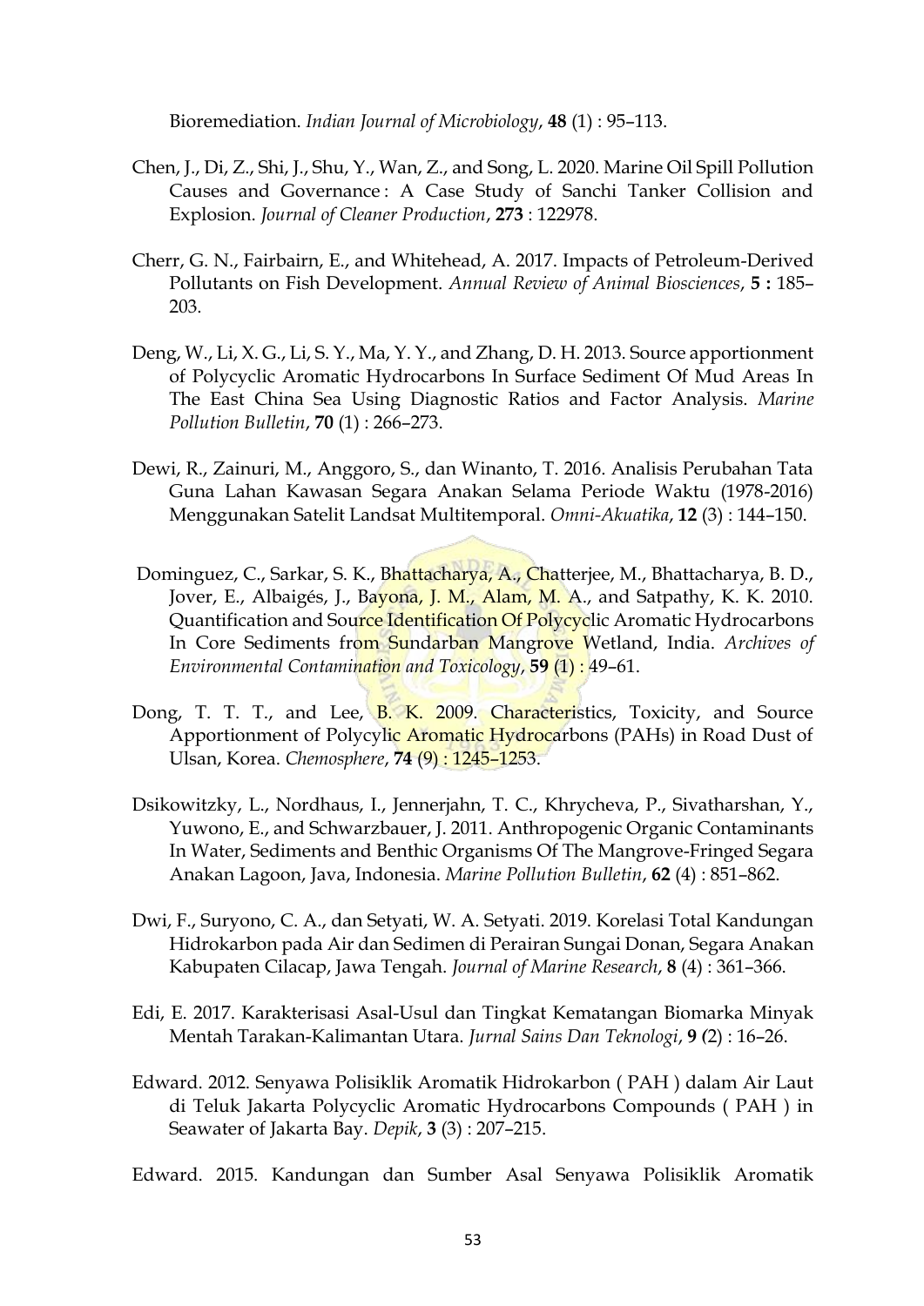Bioremediation. *Indian Journal of Microbiology*, **48** (1) : 95–113.

Chen, J., Di, Z., Shi, J., Shu, Y., Wan, Z., and Song, L. 2020. Marine Oil Spill Pollution Causes and Governance : A Case Study of Sanchi Tanker Collision and Explosion. *Journal of Cleaner Production*, **273** : 122978.

Cherr, G. N., Fairbairn, E., and Whitehead, A. 2017. Impacts of Petroleum-Derived Pollutants on Fish Development. *Annual Review of Animal Biosciences*, **5 :** 185–203.

Deng, W., Li, X. G., Li, S. Y., Ma, Y. Y., and Zhang, D. H. 2013. Source apportionment of Polycyclic Aromatic Hydrocarbons In Surface Sediment Of Mud Areas In The East China Sea Using Diagnostic Ratios and Factor Analysis. *Marine Pollution Bulletin*, **70** (1) : 266–273.

Dewi, R., Zainuri, M., Anggoro, S., dan Winanto, T. 2016. Analisis Perubahan Tata Guna Lahan Kawasan Segara Anakan Selama Periode Waktu (1978-2016) Menggunakan Satelit Landsat Multitemporal. *Omni-Akuatika*, **12** (3) : 144–150.

Dominguez, C., Sarkar, S. K., Bhattacharya, A., Chatterjee, M., Bhattacharya, B. D., Jover, E., Albaigés, J., Bayona, J. M., Alam, M. A., and Satpathy, K. K. 2010. Quantification and Source Identification Of Polycyclic Aromatic Hydrocarbons In Core Sediments from Sundarban Mangrove Wetland, India. *Archives of Environmental Contamination and Toxicology*, **59** (1) : 49–61.

Dong, T. T. T., and Lee, B. K. 2009. Characteristics, Toxicity, and Source Apportionment of Polycylic Aromatic Hydrocarbons (PAHs) in Road Dust of Ulsan, Korea. *Chemosphere*, **74** (9) : 1245–1253.

Dsikowitzky, L., Nordhaus, I., Jennerjahn, T. C., Khrycheva, P., Sivatharshan, Y., Yuwono, E., and Schwarzbauer, J. 2011. Anthropogenic Organic Contaminants In Water, Sediments and Benthic Organisms Of The Mangrove-Fringed Segara Anakan Lagoon, Java, Indonesia. *Marine Pollution Bulletin*, **62** (4) : 851–862.

Dwi, F., Suryono, C. A., dan Setyati, W. A. Setyati. 2019. Korelasi Total Kandungan Hidrokarbon pada Air dan Sedimen di Perairan Sungai Donan, Segara Anakan Kabupaten Cilacap, Jawa Tengah. *Journal of Marine Research*, **8** (4) : 361–366.

Edi, E. 2017. Karakterisasi Asal-Usul dan Tingkat Kematangan Biomarka Minyak Mentah Tarakan-Kalimantan Utara. *Jurnal Sains Dan Teknologi*, **9** (2) : 16–26.

Edward. 2012. Senyawa Polisiklik Aromatik Hidrokarbon ( PAH ) dalam Air Laut di Teluk Jakarta Polycyclic Aromatic Hydrocarbons Compounds ( PAH ) in Seawater of Jakarta Bay. *Depik*, **3** (3) : 207–215.

Edward. 2015. Kandungan dan Sumber Asal Senyawa Polisiklik Aromatik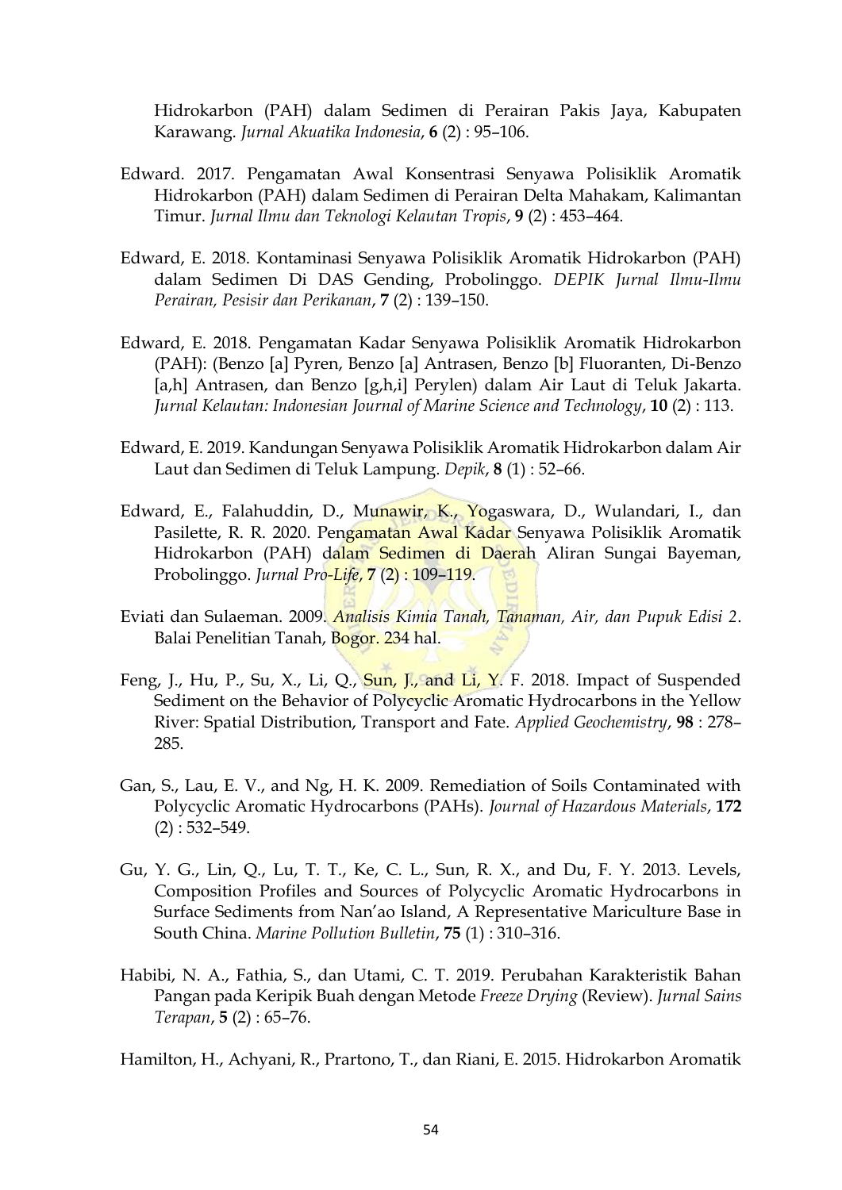Hidrokarbon (PAH) dalam Sedimen di Perairan Pakis Jaya, Kabupaten Karawang. *Jurnal Akuatika Indonesia*, **6** (2) : 95–106.

Edward. 2017. Pengamatan Awal Konsentrasi Senyawa Polisiklik Aromatik Hidrokarbon (PAH) dalam Sedimen di Perairan Delta Mahakam, Kalimantan Timur. *Jurnal Ilmu dan Teknologi Kelautan Tropis*, **9** (2) : 453–464.

Edward, E. 2018. Kontaminasi Senyawa Polisiklik Aromatik Hidrokarbon (PAH) dalam Sedimen Di DAS Gending, Probolinggo. *DEPIK Jurnal Ilmu-Ilmu Perairan, Pesisir dan Perikanan*, **7** (2) : 139–150.

Edward, E. 2018. Pengamatan Kadar Senyawa Polisiklik Aromatik Hidrokarbon (PAH): (Benzo [a] Pyren, Benzo [a] Antrasen, Benzo [b] Fluoranten, Di-Benzo [a,h] Antrasen, dan Benzo [g,h,i] Perylen) dalam Air Laut di Teluk Jakarta. *Jurnal Kelautan: Indonesian Journal of Marine Science and Technology*, **10** (2) : 113.

Edward, E. 2019. Kandungan Senyawa Polisiklik Aromatik Hidrokarbon dalam Air Laut dan Sedimen di Teluk Lampung. *Depik*, **8** (1) : 52–66.

Edward, E., Falahuddin, D., Munawir, K., Yogaswara, D., Wulandari, I., dan Pasilette, R. R. 2020. Pengamatan Awal Kadar Senyawa Polisiklik Aromatik Hidrokarbon (PAH) dalam Sedimen di Daerah Aliran Sungai Bayeman, Probolinggo. *Jurnal Pro-Life*, **7** (2) : 109–119.

Eviati dan Sulaeman. 2009. *Analisis Kimia Tanah, Tanaman, Air, dan Pupuk Edisi 2*. Balai Penelitian Tanah, Bogor. 234 hal.

Feng, J., Hu, P., Su, X., Li, Q., Sun, J., and Li, Y. F. 2018. Impact of Suspended Sediment on the Behavior of Polycyclic Aromatic Hydrocarbons in the Yellow River: Spatial Distribution, Transport and Fate. *Applied Geochemistry*, **98** : 278–285.

Gan, S., Lau, E. V., and Ng, H. K. 2009. Remediation of Soils Contaminated with Polycyclic Aromatic Hydrocarbons (PAHs). *Journal of Hazardous Materials*, **172** (2) : 532–549.

Gu, Y. G., Lin, Q., Lu, T. T., Ke, C. L., Sun, R. X., and Du, F. Y. 2013. Levels, Composition Profiles and Sources of Polycyclic Aromatic Hydrocarbons in Surface Sediments from Nan'ao Island, A Representative Mariculture Base in South China. *Marine Pollution Bulletin*, **75** (1) : 310–316.

Habibi, N. A., Fathia, S., dan Utami, C. T. 2019. Perubahan Karakteristik Bahan Pangan pada Keripik Buah dengan Metode *Freeze Drying* (Review). *Jurnal Sains Terapan*, **5** (2) : 65–76.

Hamilton, H., Achyani, R., Prartono, T., dan Riani, E. 2015. Hidrokarbon Aromatik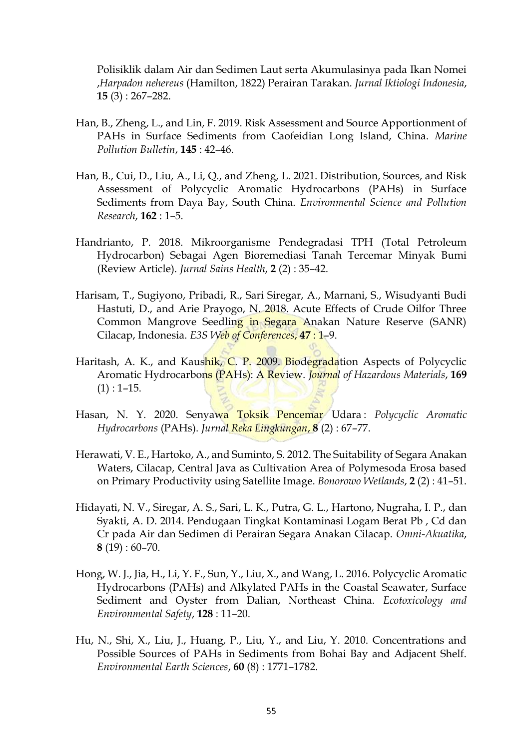Polisiklik dalam Air dan Sedimen Laut serta Akumulasinya pada Ikan Nomei ,*Harpadon nehereus* (Hamilton, 1822) Perairan Tarakan. *Jurnal Iktiologi Indonesia*, **15** (3) : 267–282.

Han, B., Zheng, L., and Lin, F. 2019. Risk Assessment and Source Apportionment of PAHs in Surface Sediments from Caofeidian Long Island, China. *Marine Pollution Bulletin*, **145** : 42–46.

Han, B., Cui, D., Liu, A., Li, Q., and Zheng, L. 2021. Distribution, Sources, and Risk Assessment of Polycyclic Aromatic Hydrocarbons (PAHs) in Surface Sediments from Daya Bay, South China. *Environmental Science and Pollution Research*, **162** : 1–5.

Handrianto, P. 2018. Mikroorganisme Pendegradasi TPH (Total Petroleum Hydrocarbon) Sebagai Agen Bioremediasi Tanah Tercemar Minyak Bumi (Review Article). *Jurnal Sains Health*, **2** (2) : 35–42.

Harisam, T., Sugiyono, Pribadi, R., Sari Siregar, A., Marnani, S., Wisudyanti Budi Hastuti, D., and Arie Prayogo, N. 2018. Acute Effects of Crude Oilfor Three Common Mangrove Seedling in Segara Anakan Nature Reserve (SANR) Cilacap, Indonesia. *E3S Web of Conferences*, **47** : 1–9.

Haritash, A. K., and Kaushik, C. P. 2009. Biodegradation Aspects of Polycyclic Aromatic Hydrocarbons (PAHs): A Review. *Journal of Hazardous Materials*, **169** (1) : 1–15.

Hasan, N. Y. 2020. Senyawa Toksik Pencemar Udara : *Polycyclic Aromatic Hydrocarbons* (PAHs). *Jurnal Reka Lingkungan*, **8** (2) : 67–77.

Herawati, V. E., Hartoko, A., and Suminto, S. 2012. The Suitability of Segara Anakan Waters, Cilacap, Central Java as Cultivation Area of Polymesoda Erosa based on Primary Productivity using Satellite Image. *Bonorowo Wetlands*, **2** (2) : 41–51.

Hidayati, N. V., Siregar, A. S., Sari, L. K., Putra, G. L., Hartono, Nugraha, I. P., dan Syakti, A. D. 2014. Pendugaan Tingkat Kontaminasi Logam Berat Pb , Cd dan Cr pada Air dan Sedimen di Perairan Segara Anakan Cilacap. *Omni-Akuatika*, **8** (19) : 60–70.

Hong, W. J., Jia, H., Li, Y. F., Sun, Y., Liu, X., and Wang, L. 2016. Polycyclic Aromatic Hydrocarbons (PAHs) and Alkylated PAHs in the Coastal Seawater, Surface Sediment and Oyster from Dalian, Northeast China. *Ecotoxicology and Environmental Safety*, **128** : 11–20.

Hu, N., Shi, X., Liu, J., Huang, P., Liu, Y., and Liu, Y. 2010. Concentrations and Possible Sources of PAHs in Sediments from Bohai Bay and Adjacent Shelf. *Environmental Earth Sciences*, **60** (8) : 1771–1782.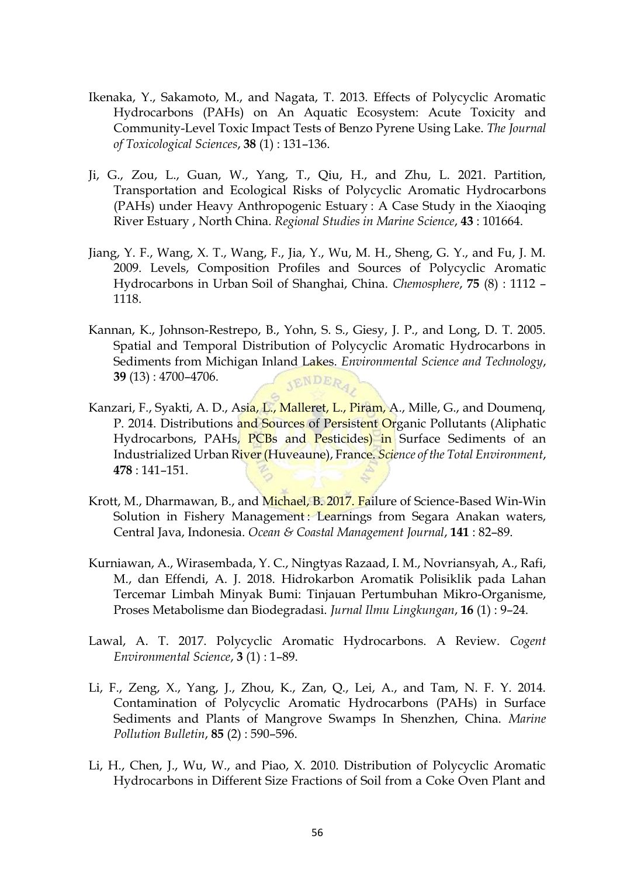Ikenaka, Y., Sakamoto, M., and Nagata, T. 2013. Effects of Polycyclic Aromatic Hydrocarbons (PAHs) on An Aquatic Ecosystem: Acute Toxicity and Community-Level Toxic Impact Tests of Benzo Pyrene Using Lake. *The Journal of Toxicological Sciences*, **38** (1) : 131–136.

Ji, G., Zou, L., Guan, W., Yang, T., Qiu, H., and Zhu, L. 2021. Partition, Transportation and Ecological Risks of Polycyclic Aromatic Hydrocarbons (PAHs) under Heavy Anthropogenic Estuary : A Case Study in the Xiaoqing River Estuary , North China. *Regional Studies in Marine Science*, **43** : 101664.

Jiang, Y. F., Wang, X. T., Wang, F., Jia, Y., Wu, M. H., Sheng, G. Y., and Fu, J. M. 2009. Levels, Composition Profiles and Sources of Polycyclic Aromatic Hydrocarbons in Urban Soil of Shanghai, China. *Chemosphere*, **75** (8) : 1112 – 1118.

Kannan, K., Johnson-Restrepo, B., Yohn, S. S., Giesy, J. P., and Long, D. T. 2005. Spatial and Temporal Distribution of Polycyclic Aromatic Hydrocarbons in Sediments from Michigan Inland Lakes. *Environmental Science and Technology*, **39** (13) : 4700–4706.

Kanzari, F., Syakti, A. D., Asia, L., Malleret, L., Piram, A., Mille, G., and Doumenq, P. 2014. Distributions and Sources of Persistent Organic Pollutants (Aliphatic Hydrocarbons, PAHs, PCBs and Pesticides) in Surface Sediments of an Industrialized Urban River (Huveaune), France. *Science of the Total Environment*, **478** : 141–151.

Krott, M., Dharmawan, B., and Michael, B. 2017. Failure of Science-Based Win-Win Solution in Fishery Management : Learnings from Segara Anakan waters, Central Java, Indonesia. *Ocean & Coastal Management Journal*, **141** : 82–89.

Kurniawan, A., Wirasembada, Y. C., Ningtyas Razaad, I. M., Novriansyah, A., Rafi, M., dan Effendi, A. J. 2018. Hidrokarbon Aromatik Polisiklik pada Lahan Tercemar Limbah Minyak Bumi: Tinjauan Pertumbuhan Mikro-Organisme, Proses Metabolisme dan Biodegradasi. *Jurnal Ilmu Lingkungan*, **16** (1) : 9–24.

Lawal, A. T. 2017. Polycyclic Aromatic Hydrocarbons. A Review. *Cogent Environmental Science*, **3** (1) : 1–89.

Li, F., Zeng, X., Yang, J., Zhou, K., Zan, Q., Lei, A., and Tam, N. F. Y. 2014. Contamination of Polycyclic Aromatic Hydrocarbons (PAHs) in Surface Sediments and Plants of Mangrove Swamps In Shenzhen, China. *Marine Pollution Bulletin*, **85** (2) : 590–596.

Li, H., Chen, J., Wu, W., and Piao, X. 2010. Distribution of Polycyclic Aromatic Hydrocarbons in Different Size Fractions of Soil from a Coke Oven Plant and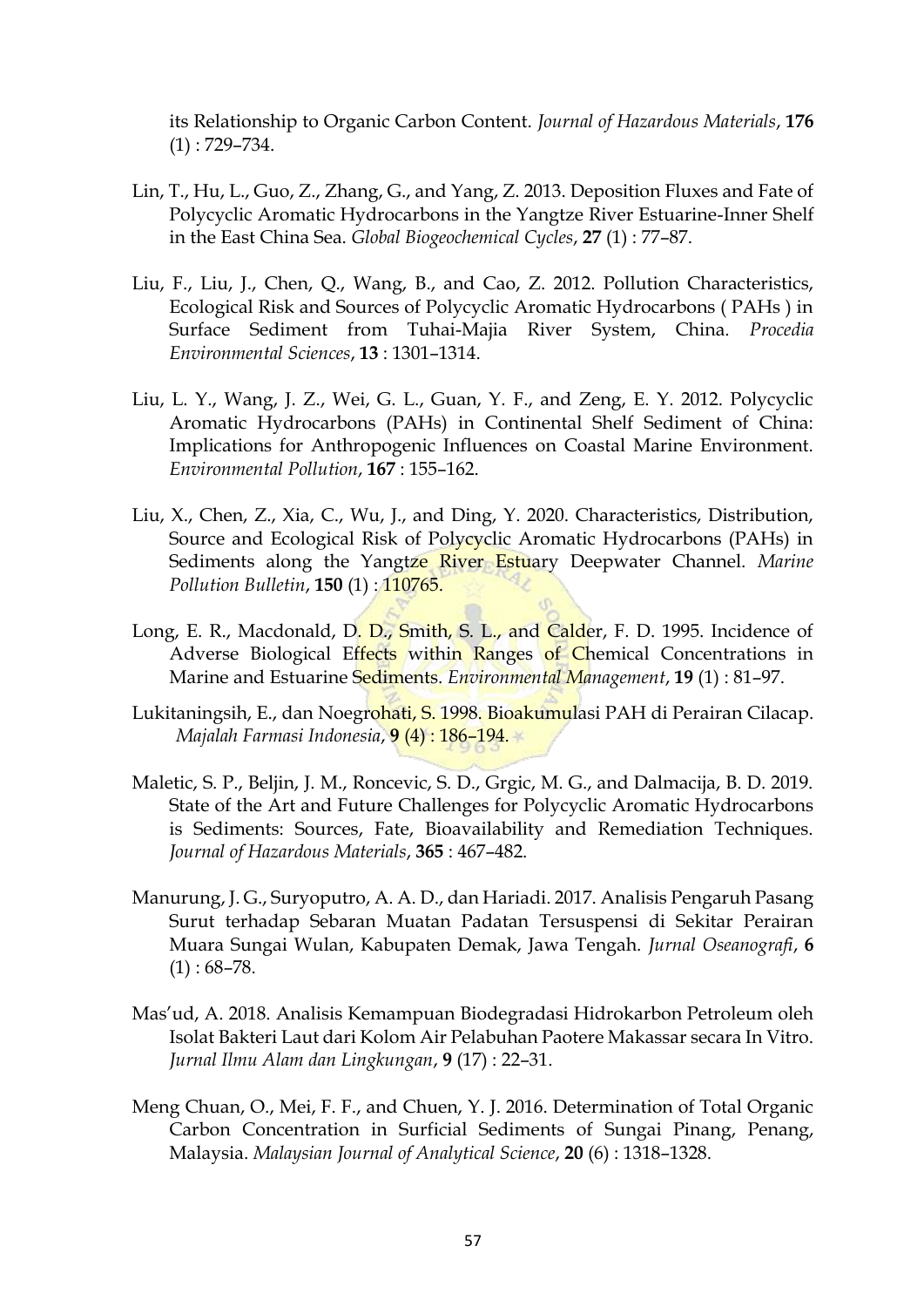its Relationship to Organic Carbon Content. *Journal of Hazardous Materials*, **176** (1) : 729–734.

Lin, T., Hu, L., Guo, Z., Zhang, G., and Yang, Z. 2013. Deposition Fluxes and Fate of Polycyclic Aromatic Hydrocarbons in the Yangtze River Estuarine-Inner Shelf in the East China Sea. *Global Biogeochemical Cycles*, **27** (1) : 77–87.

Liu, F., Liu, J., Chen, Q., Wang, B., and Cao, Z. 2012. Pollution Characteristics, Ecological Risk and Sources of Polycyclic Aromatic Hydrocarbons ( PAHs ) in Surface Sediment from Tuhai-Majia River System, China. *Procedia Environmental Sciences*, **13** : 1301–1314.

Liu, L. Y., Wang, J. Z., Wei, G. L., Guan, Y. F., and Zeng, E. Y. 2012. Polycyclic Aromatic Hydrocarbons (PAHs) in Continental Shelf Sediment of China: Implications for Anthropogenic Influences on Coastal Marine Environment. *Environmental Pollution*, **167** : 155–162.

Liu, X., Chen, Z., Xia, C., Wu, J., and Ding, Y. 2020. Characteristics, Distribution, Source and Ecological Risk of Polycyclic Aromatic Hydrocarbons (PAHs) in Sediments along the Yangtze River Estuary Deepwater Channel. *Marine Pollution Bulletin*, **150** (1) : 110765.

Long, E. R., Macdonald, D. D., Smith, S. L., and Calder, F. D. 1995. Incidence of Adverse Biological Effects within Ranges of Chemical Concentrations in Marine and Estuarine Sediments. *Environmental Management*, **19** (1) : 81–97.

Lukitaningsih, E., dan Noegrohati, S. 1998. Bioakumulasi PAH di Perairan Cilacap. *Majalah Farmasi Indonesia*, **9** (4) : 186–194.

Maletic, S. P., Beljin, J. M., Roncevic, S. D., Grgic, M. G., and Dalmacija, B. D. 2019. State of the Art and Future Challenges for Polycyclic Aromatic Hydrocarbons is Sediments: Sources, Fate, Bioavailability and Remediation Techniques. *Journal of Hazardous Materials*, **365** : 467–482.

Manurung, J. G., Suryoputro, A. A. D., dan Hariadi. 2017. Analisis Pengaruh Pasang Surut terhadap Sebaran Muatan Padatan Tersuspensi di Sekitar Perairan Muara Sungai Wulan, Kabupaten Demak, Jawa Tengah. *Jurnal Oseanografi*, **6** (1) : 68–78.

Mas'ud, A. 2018. Analisis Kemampuan Biodegradasi Hidrokarbon Petroleum oleh Isolat Bakteri Laut dari Kolom Air Pelabuhan Paotere Makassar secara In Vitro. *Jurnal Ilmu Alam dan Lingkungan*, **9** (17) : 22–31.

Meng Chuan, O., Mei, F. F., and Chuen, Y. J. 2016. Determination of Total Organic Carbon Concentration in Surficial Sediments of Sungai Pinang, Penang, Malaysia. *Malaysian Journal of Analytical Science*, **20** (6) : 1318–1328.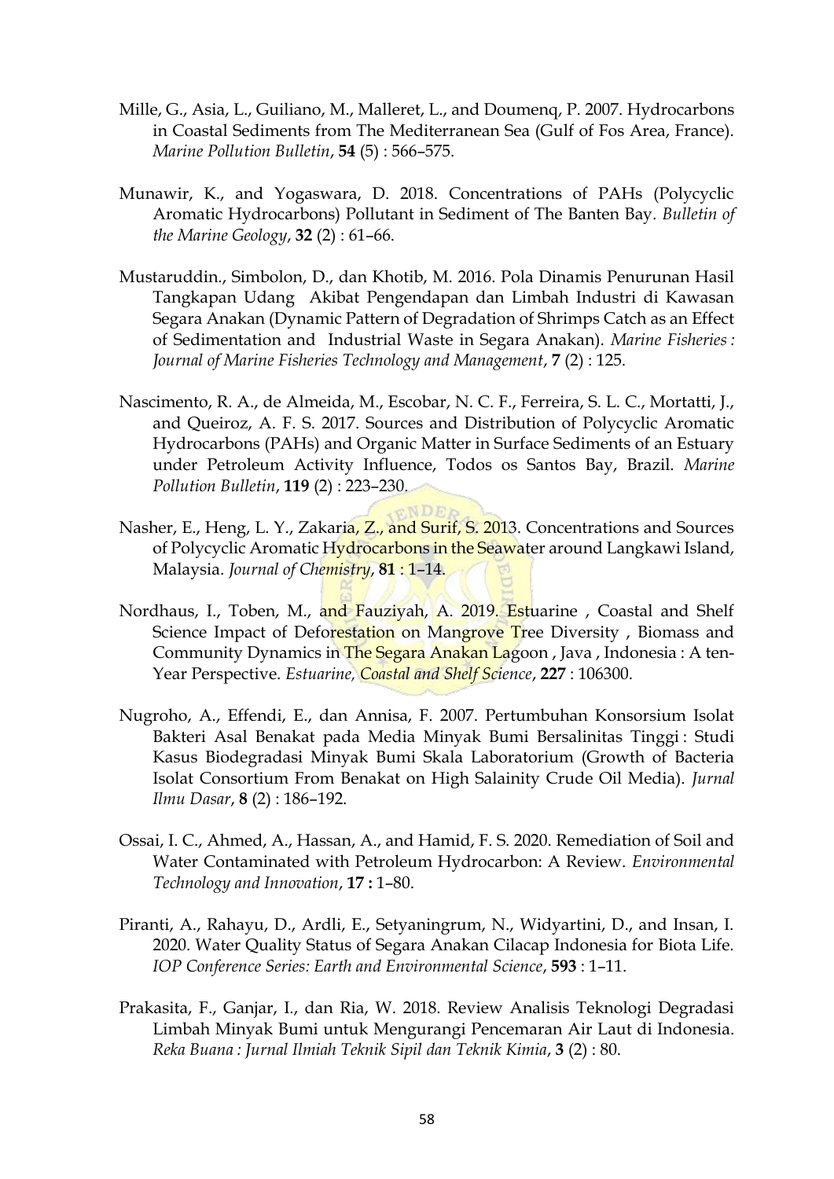Mille, G., Asia, L., Guiliano, M., Malleret, L., and Doumenq, P. 2007. Hydrocarbons in Coastal Sediments from The Mediterranean Sea (Gulf of Fos Area, France). *Marine Pollution Bulletin*, **54** (5) : 566–575.

Munawir, K., and Yogaswara, D. 2018. Concentrations of PAHs (Polycyclic Aromatic Hydrocarbons) Pollutant in Sediment of The Banten Bay. *Bulletin of the Marine Geology*, **32** (2) : 61–66.

Mustaruddin., Simbolon, D., dan Khotib, M. 2016. Pola Dinamis Penurunan Hasil Tangkapan Udang Akibat Pengendapan dan Limbah Industri di Kawasan Segara Anakan (Dynamic Pattern of Degradation of Shrimps Catch as an Effect of Sedimentation and Industrial Waste in Segara Anakan). *Marine Fisheries : Journal of Marine Fisheries Technology and Management*, **7** (2) : 125.

Nascimento, R. A., de Almeida, M., Escobar, N. C. F., Ferreira, S. L. C., Mortatti, J., and Queiroz, A. F. S. 2017. Sources and Distribution of Polycyclic Aromatic Hydrocarbons (PAHs) and Organic Matter in Surface Sediments of an Estuary under Petroleum Activity Influence, Todos os Santos Bay, Brazil. *Marine Pollution Bulletin*, **119** (2) : 223–230.

Nasher, E., Heng, L. Y., Zakaria, Z., and Surif, S. 2013. Concentrations and Sources of Polycyclic Aromatic Hydrocarbons in the Seawater around Langkawi Island, Malaysia. *Journal of Chemistry*, **81** : 1–14.

Nordhaus, I., Toben, M., and Fauziyah, A. 2019. Estuarine , Coastal and Shelf Science Impact of Deforestation on Mangrove Tree Diversity , Biomass and Community Dynamics in The Segara Anakan Lagoon , Java , Indonesia : A ten-Year Perspective. *Estuarine, Coastal and Shelf Science*, **227** : 106300.

Nugroho, A., Effendi, E., dan Annisa, F. 2007. Pertumbuhan Konsorsium Isolat Bakteri Asal Benakat pada Media Minyak Bumi Bersalinitas Tinggi : Studi Kasus Biodegradasi Minyak Bumi Skala Laboratorium (Growth of Bacteria Isolat Consortium From Benakat on High Salainity Crude Oil Media). *Jurnal Ilmu Dasar*, **8** (2) : 186–192.

Ossai, I. C., Ahmed, A., Hassan, A., and Hamid, F. S. 2020. Remediation of Soil and Water Contaminated with Petroleum Hydrocarbon: A Review. *Environmental Technology and Innovation*, **17 :** 1–80.

Piranti, A., Rahayu, D., Ardli, E., Setyaningrum, N., Widyartini, D., and Insan, I. 2020. Water Quality Status of Segara Anakan Cilacap Indonesia for Biota Life. *IOP Conference Series: Earth and Environmental Science*, **593** : 1–11.

Prakasita, F., Ganjar, I., dan Ria, W. 2018. Review Analisis Teknologi Degradasi Limbah Minyak Bumi untuk Mengurangi Pencemaran Air Laut di Indonesia. *Reka Buana : Jurnal Ilmiah Teknik Sipil dan Teknik Kimia*, **3** (2) : 80.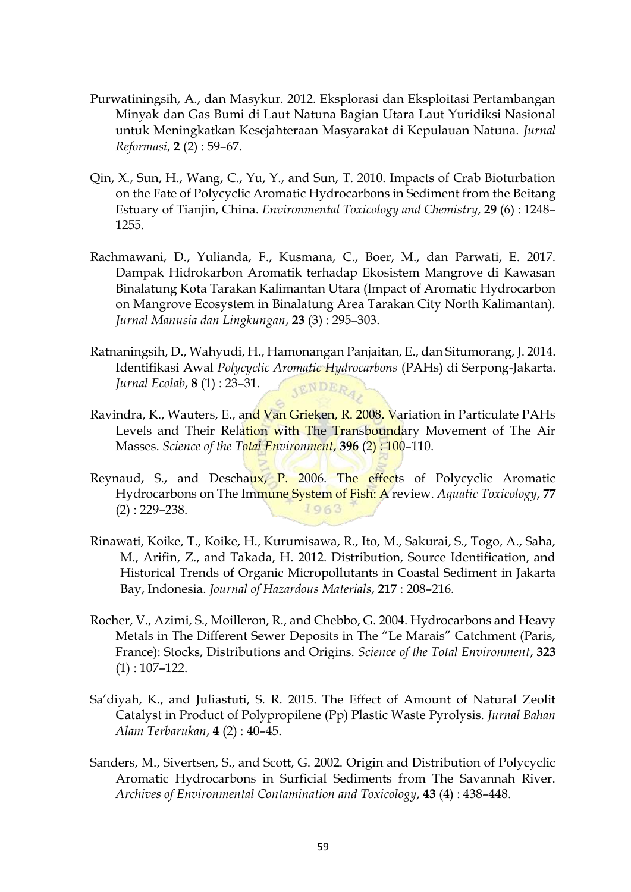Purwatiningsih, A., dan Masykur. 2012. Eksplorasi dan Eksploitasi Pertambangan Minyak dan Gas Bumi di Laut Natuna Bagian Utara Laut Yuridiksi Nasional untuk Meningkatkan Kesejahteraan Masyarakat di Kepulauan Natuna. *Jurnal Reformasi*, **2** (2) : 59–67.

Qin, X., Sun, H., Wang, C., Yu, Y., and Sun, T. 2010. Impacts of Crab Bioturbation on the Fate of Polycyclic Aromatic Hydrocarbons in Sediment from the Beitang Estuary of Tianjin, China. *Environmental Toxicology and Chemistry*, **29** (6) : 1248–1255.

Rachmawani, D., Yulianda, F., Kusmana, C., Boer, M., dan Parwati, E. 2017. Dampak Hidrokarbon Aromatik terhadap Ekosistem Mangrove di Kawasan Binalatung Kota Tarakan Kalimantan Utara (Impact of Aromatic Hydrocarbon on Mangrove Ecosystem in Binalatung Area Tarakan City North Kalimantan). *Jurnal Manusia dan Lingkungan*, **23** (3) : 295–303.

Ratnaningsih, D., Wahyudi, H., Hamonangan Panjaitan, E., dan Situmorang, J. 2014. Identifikasi Awal *Polycyclic Aromatic Hydrocarbons* (PAHs) di Serpong-Jakarta. *Jurnal Ecolab*, **8** (1) : 23–31.

Ravindra, K., Wauters, E., and Van Grieken, R. 2008. Variation in Particulate PAHs Levels and Their Relation with The Transboundary Movement of The Air Masses. *Science of the Total Environment*, **396** (2) : 100–110.

Reynaud, S., and Deschaux, P. 2006. The effects of Polycyclic Aromatic Hydrocarbons on The Immune System of Fish: A review. *Aquatic Toxicology*, **77** (2) : 229–238.

Rinawati, Koike, T., Koike, H., Kurumisawa, R., Ito, M., Sakurai, S., Togo, A., Saha, M., Arifin, Z., and Takada, H. 2012. Distribution, Source Identification, and Historical Trends of Organic Micropollutants in Coastal Sediment in Jakarta Bay, Indonesia. *Journal of Hazardous Materials*, **217** : 208–216.

Rocher, V., Azimi, S., Moilleron, R., and Chebbo, G. 2004. Hydrocarbons and Heavy Metals in The Different Sewer Deposits in The "Le Marais" Catchment (Paris, France): Stocks, Distributions and Origins. *Science of the Total Environment*, **323** (1) : 107–122.

Sa'diyah, K., and Juliastuti, S. R. 2015. The Effect of Amount of Natural Zeolit Catalyst in Product of Polypropilene (Pp) Plastic Waste Pyrolysis. *Jurnal Bahan Alam Terbarukan*, **4** (2) : 40–45.

Sanders, M., Sivertsen, S., and Scott, G. 2002. Origin and Distribution of Polycyclic Aromatic Hydrocarbons in Surficial Sediments from The Savannah River. *Archives of Environmental Contamination and Toxicology*, **43** (4) : 438–448.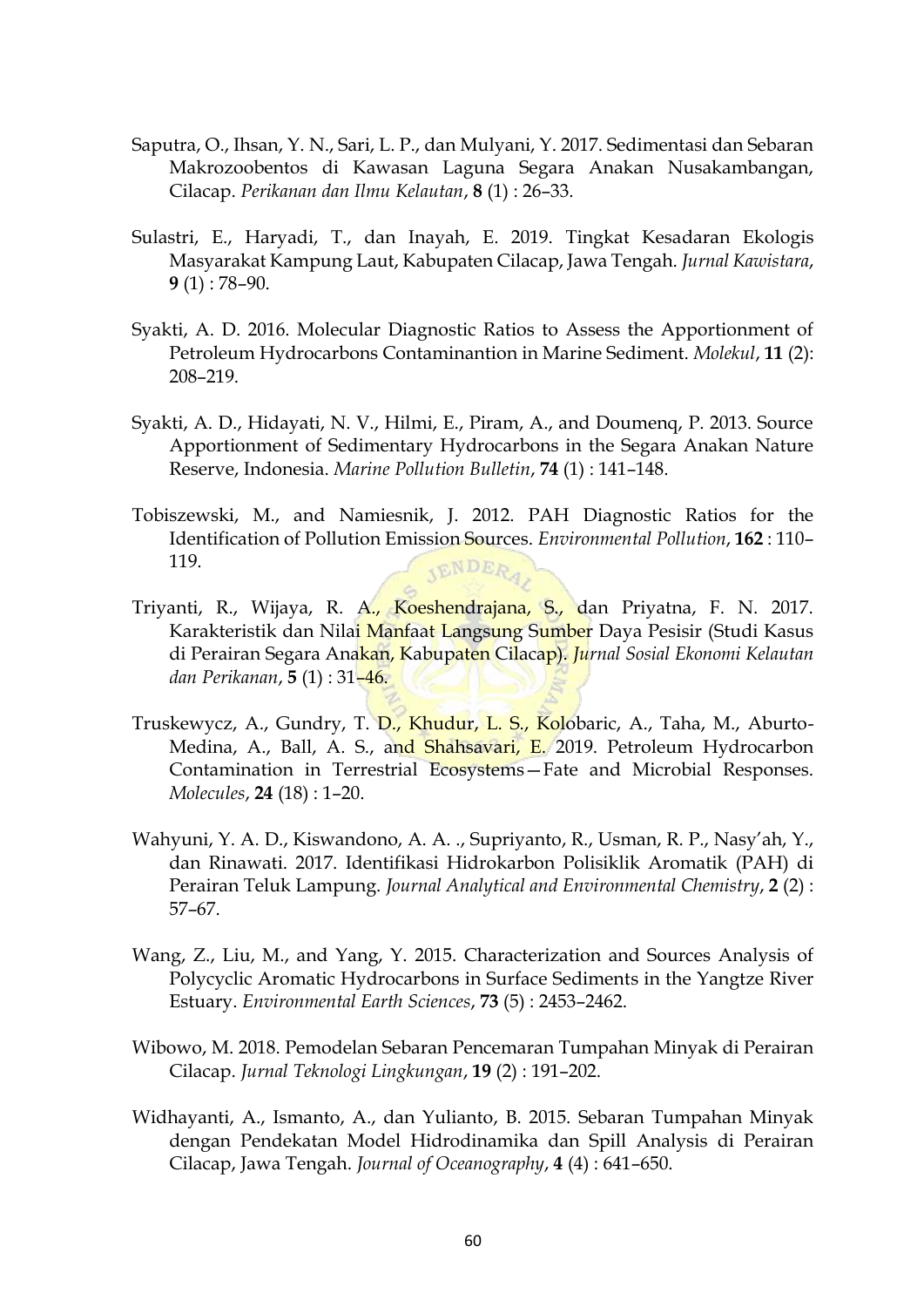Saputra, O., Ihsan, Y. N., Sari, L. P., dan Mulyani, Y. 2017. Sedimentasi dan Sebaran Makrozoobentos di Kawasan Laguna Segara Anakan Nusakambangan, Cilacap. *Perikanan dan Ilmu Kelautan*, **8** (1) : 26–33.

Sulastri, E., Haryadi, T., dan Inayah, E. 2019. Tingkat Kesadaran Ekologis Masyarakat Kampung Laut, Kabupaten Cilacap, Jawa Tengah. *Jurnal Kawistara*, **9** (1) : 78–90.

Syakti, A. D. 2016. Molecular Diagnostic Ratios to Assess the Apportionment of Petroleum Hydrocarbons Contaminantion in Marine Sediment. *Molekul*, **11** (2): 208–219.

Syakti, A. D., Hidayati, N. V., Hilmi, E., Piram, A., and Doumenq, P. 2013. Source Apportionment of Sedimentary Hydrocarbons in the Segara Anakan Nature Reserve, Indonesia. *Marine Pollution Bulletin*, **74** (1) : 141–148.

Tobiszewski, M., and Namiesnik, J. 2012. PAH Diagnostic Ratios for the Identification of Pollution Emission Sources. *Environmental Pollution*, **162** : 110–119.

Triyanti, R., Wijaya, R. A., Koeshendrajana, S., dan Priyatna, F. N. 2017. Karakteristik dan Nilai Manfaat Langsung Sumber Daya Pesisir (Studi Kasus di Perairan Segara Anakan, Kabupaten Cilacap). *Jurnal Sosial Ekonomi Kelautan dan Perikanan*, **5** (1) : 31–46.

Truskewycz, A., Gundry, T. D., Khudur, L. S., Kolobaric, A., Taha, M., Aburto-Medina, A., Ball, A. S., and Shahsavari, E. 2019. Petroleum Hydrocarbon Contamination in Terrestrial Ecosystems—Fate and Microbial Responses. *Molecules*, **24** (18) : 1–20.

Wahyuni, Y. A. D., Kiswandono, A. A. ., Supriyanto, R., Usman, R. P., Nasy'ah, Y., dan Rinawati. 2017. Identifikasi Hidrokarbon Polisiklik Aromatik (PAH) di Perairan Teluk Lampung. *Journal Analytical and Environmental Chemistry*, **2** (2) : 57–67.

Wang, Z., Liu, M., and Yang, Y. 2015. Characterization and Sources Analysis of Polycyclic Aromatic Hydrocarbons in Surface Sediments in the Yangtze River Estuary. *Environmental Earth Sciences*, **73** (5) : 2453–2462.

Wibowo, M. 2018. Pemodelan Sebaran Pencemaran Tumpahan Minyak di Perairan Cilacap. *Jurnal Teknologi Lingkungan*, **19** (2) : 191–202.

Widhayanti, A., Ismanto, A., dan Yulianto, B. 2015. Sebaran Tumpahan Minyak dengan Pendekatan Model Hidrodinamika dan Spill Analysis di Perairan Cilacap, Jawa Tengah. *Journal of Oceanography*, **4** (4) : 641–650.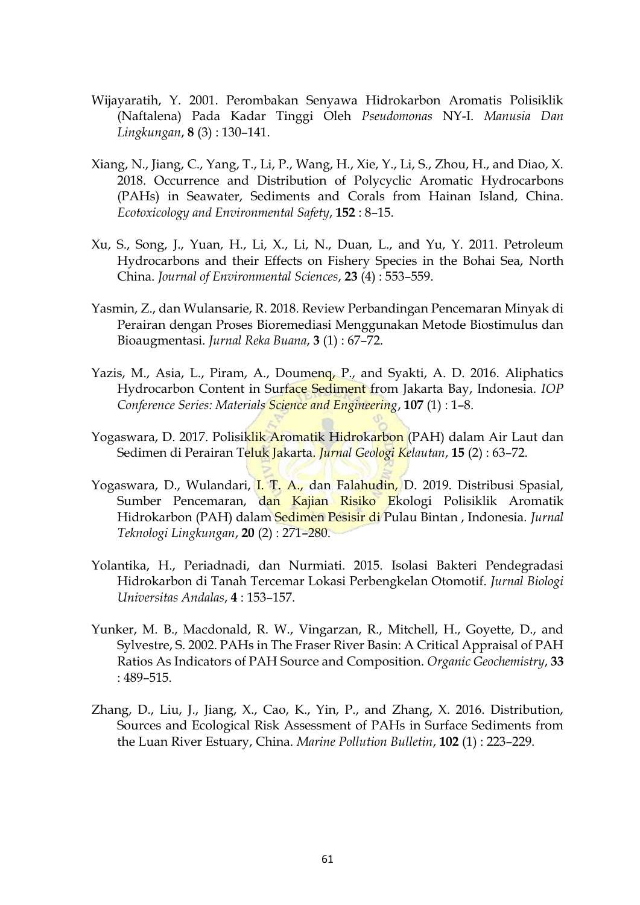Wijayaratih, Y. 2001. Perombakan Senyawa Hidrokarbon Aromatis Polisiklik (Naftalena) Pada Kadar Tinggi Oleh *Pseudomonas* NY-I. *Manusia Dan Lingkungan*, **8** (3) : 130–141.

Xiang, N., Jiang, C., Yang, T., Li, P., Wang, H., Xie, Y., Li, S., Zhou, H., and Diao, X. 2018. Occurrence and Distribution of Polycyclic Aromatic Hydrocarbons (PAHs) in Seawater, Sediments and Corals from Hainan Island, China. *Ecotoxicology and Environmental Safety*, **152** : 8–15.

Xu, S., Song, J., Yuan, H., Li, X., Li, N., Duan, L., and Yu, Y. 2011. Petroleum Hydrocarbons and their Effects on Fishery Species in the Bohai Sea, North China. *Journal of Environmental Sciences*, **23** (4) : 553–559.

Yasmin, Z., dan Wulansarie, R. 2018. Review Perbandingan Pencemaran Minyak di Perairan dengan Proses Bioremediasi Menggunakan Metode Biostimulus dan Bioaugmentasi. *Jurnal Reka Buana*, **3** (1) : 67–72.

Yazis, M., Asia, L., Piram, A., Doumenq, P., and Syakti, A. D. 2016. Aliphatics Hydrocarbon Content in Surface Sediment from Jakarta Bay, Indonesia. *IOP Conference Series: Materials Science and Engineering*, **107** (1) : 1–8.

Yogaswara, D. 2017. Polisiklik Aromatik Hidrokarbon (PAH) dalam Air Laut dan Sedimen di Perairan Teluk Jakarta. *Jurnal Geologi Kelautan*, **15** (2) : 63–72.

Yogaswara, D., Wulandari, I. T. A., dan Falahudin, D. 2019. Distribusi Spasial, Sumber Pencemaran, dan Kajian Risiko Ekologi Polisiklik Aromatik Hidrokarbon (PAH) dalam Sedimen Pesisir di Pulau Bintan , Indonesia. *Jurnal Teknologi Lingkungan*, **20** (2) : 271–280.

Yolantika, H., Periadnadi, dan Nurmiati. 2015. Isolasi Bakteri Pendegradasi Hidrokarbon di Tanah Tercemar Lokasi Perbengkelan Otomotif. *Jurnal Biologi Universitas Andalas*, **4** : 153–157.

Yunker, M. B., Macdonald, R. W., Vingarzan, R., Mitchell, H., Goyette, D., and Sylvestre, S. 2002. PAHs in The Fraser River Basin: A Critical Appraisal of PAH Ratios As Indicators of PAH Source and Composition. *Organic Geochemistry*, **33** : 489–515.

Zhang, D., Liu, J., Jiang, X., Cao, K., Yin, P., and Zhang, X. 2016. Distribution, Sources and Ecological Risk Assessment of PAHs in Surface Sediments from the Luan River Estuary, China. *Marine Pollution Bulletin*, **102** (1) : 223–229.